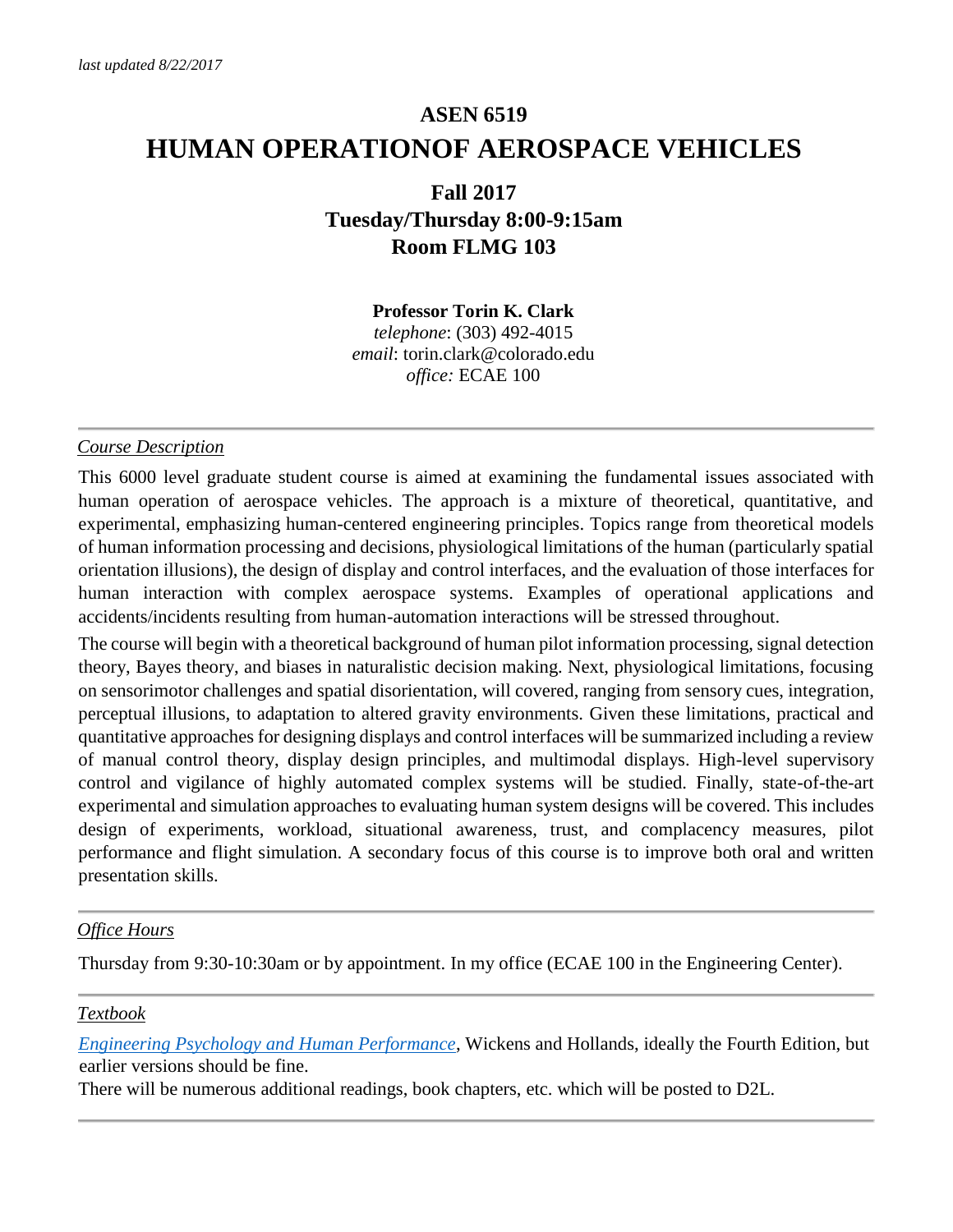*last updated 8/22/2017*

# ASEN 6519

# HUMAN OPERATIONOF AEROSPACE VEHICLES

**Fall 2017**
**Tuesday/Thursday 8:00-9:15am**
**Room FLMG 103**

**Professor Torin K. Clark**
*telephone*: (303) 492-4015
*email*: torin.clark@colorado.edu
*office:* ECAE 100

---

## *Course Description*

This 6000 level graduate student course is aimed at examining the fundamental issues associated with human operation of aerospace vehicles. The approach is a mixture of theoretical, quantitative, and experimental, emphasizing human-centered engineering principles. Topics range from theoretical models of human information processing and decisions, physiological limitations of the human (particularly spatial orientation illusions), the design of display and control interfaces, and the evaluation of those interfaces for human interaction with complex aerospace systems. Examples of operational applications and accidents/incidents resulting from human-automation interactions will be stressed throughout.

The course will begin with a theoretical background of human pilot information processing, signal detection theory, Bayes theory, and biases in naturalistic decision making. Next, physiological limitations, focusing on sensorimotor challenges and spatial disorientation, will covered, ranging from sensory cues, integration, perceptual illusions, to adaptation to altered gravity environments. Given these limitations, practical and quantitative approaches for designing displays and control interfaces will be summarized including a review of manual control theory, display design principles, and multimodal displays. High-level supervisory control and vigilance of highly automated complex systems will be studied. Finally, state-of-the-art experimental and simulation approaches to evaluating human system designs will be covered. This includes design of experiments, workload, situational awareness, trust, and complacency measures, pilot performance and flight simulation. A secondary focus of this course is to improve both oral and written presentation skills.

---

## *Office Hours*

Thursday from 9:30-10:30am or by appointment. In my office (ECAE 100 in the Engineering Center).

---

## *Textbook*

*Engineering Psychology and Human Performance*, Wickens and Hollands, ideally the Fourth Edition, but earlier versions should be fine.

There will be numerous additional readings, book chapters, etc. which will be posted to D2L.

---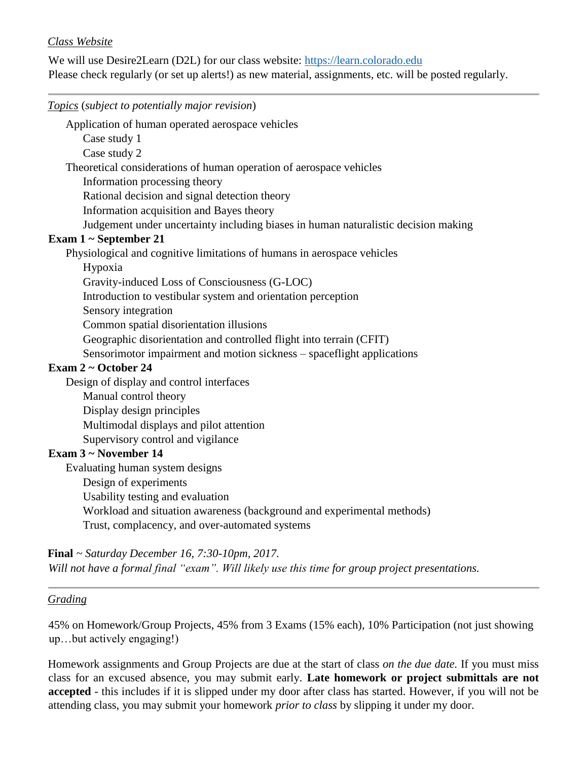*Class Website*

We will use Desire2Learn (D2L) for our class website: [https://learn.colorado.edu](https://learn.colorado.edu)
Please check regularly (or set up alerts!) as new material, assignments, etc. will be posted regularly.

---

*Topics* (*subject to potentially major revision*)

- Application of human operated aerospace vehicles
  - Case study 1
  - Case study 2
- Theoretical considerations of human operation of aerospace vehicles
  - Information processing theory
  - Rational decision and signal detection theory
  - Information acquisition and Bayes theory
  - Judgement under uncertainty including biases in human naturalistic decision making

**Exam 1 ~ September 21**

- Physiological and cognitive limitations of humans in aerospace vehicles
  - Hypoxia
  - Gravity-induced Loss of Consciousness (G-LOC)
  - Introduction to vestibular system and orientation perception
  - Sensory integration
  - Common spatial disorientation illusions
  - Geographic disorientation and controlled flight into terrain (CFIT)
  - Sensorimotor impairment and motion sickness – spaceflight applications

**Exam 2 ~ October 24**

- Design of display and control interfaces
  - Manual control theory
  - Display design principles
  - Multimodal displays and pilot attention
  - Supervisory control and vigilance

**Exam 3 ~ November 14**

- Evaluating human system designs
  - Design of experiments
  - Usability testing and evaluation
  - Workload and situation awareness (background and experimental methods)
  - Trust, complacency, and over-automated systems

**Final** ~ *Saturday December 16, 7:30-10pm, 2017.*
*Will not have a formal final "exam". Will likely use this time for group project presentations.*

---

*Grading*

45% on Homework/Group Projects, 45% from 3 Exams (15% each), 10% Participation (not just showing up…but actively engaging!)

Homework assignments and Group Projects are due at the start of class *on the due date.* If you must miss class for an excused absence, you may submit early. **Late homework or project submittals are not accepted** - this includes if it is slipped under my door after class has started. However, if you will not be attending class, you may submit your homework *prior to class* by slipping it under my door.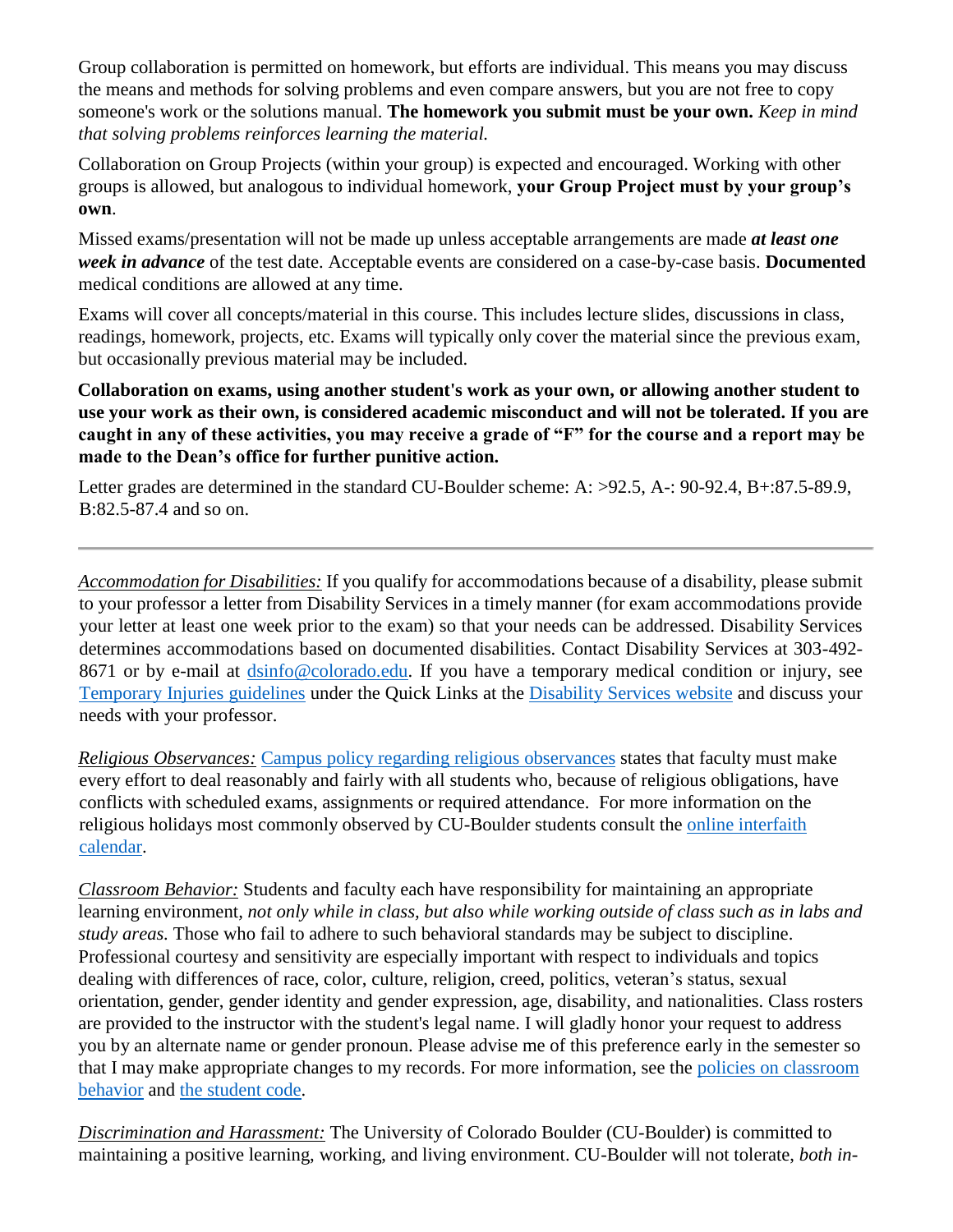Group collaboration is permitted on homework, but efforts are individual. This means you may discuss the means and methods for solving problems and even compare answers, but you are not free to copy someone's work or the solutions manual. **The homework you submit must be your own.** *Keep in mind that solving problems reinforces learning the material.*

Collaboration on Group Projects (within your group) is expected and encouraged. Working with other groups is allowed, but analogous to individual homework, **your Group Project must by your group's own**.

Missed exams/presentation will not be made up unless acceptable arrangements are made ***at least one week in advance*** of the test date. Acceptable events are considered on a case-by-case basis. **Documented** medical conditions are allowed at any time.

Exams will cover all concepts/material in this course. This includes lecture slides, discussions in class, readings, homework, projects, etc. Exams will typically only cover the material since the previous exam, but occasionally previous material may be included.

**Collaboration on exams, using another student's work as your own, or allowing another student to use your work as their own, is considered academic misconduct and will not be tolerated. If you are caught in any of these activities, you may receive a grade of "F" for the course and a report may be made to the Dean's office for further punitive action.**

Letter grades are determined in the standard CU-Boulder scheme: A: >92.5, A-: 90-92.4, B+:87.5-89.9, B:82.5-87.4 and so on.

---

*Accommodation for Disabilities:* If you qualify for accommodations because of a disability, please submit to your professor a letter from Disability Services in a timely manner (for exam accommodations provide your letter at least one week prior to the exam) so that your needs can be addressed. Disability Services determines accommodations based on documented disabilities. Contact Disability Services at 303-492-8671 or by e-mail at dsinfo@colorado.edu. If you have a temporary medical condition or injury, see Temporary Injuries guidelines under the Quick Links at the Disability Services website and discuss your needs with your professor.

*Religious Observances:* Campus policy regarding religious observances states that faculty must make every effort to deal reasonably and fairly with all students who, because of religious obligations, have conflicts with scheduled exams, assignments or required attendance. For more information on the religious holidays most commonly observed by CU-Boulder students consult the online interfaith calendar.

*Classroom Behavior:* Students and faculty each have responsibility for maintaining an appropriate learning environment, *not only while in class, but also while working outside of class such as in labs and study areas.* Those who fail to adhere to such behavioral standards may be subject to discipline. Professional courtesy and sensitivity are especially important with respect to individuals and topics dealing with differences of race, color, culture, religion, creed, politics, veteran's status, sexual orientation, gender, gender identity and gender expression, age, disability, and nationalities. Class rosters are provided to the instructor with the student's legal name. I will gladly honor your request to address you by an alternate name or gender pronoun. Please advise me of this preference early in the semester so that I may make appropriate changes to my records. For more information, see the policies on classroom behavior and the student code.

*Discrimination and Harassment:* The University of Colorado Boulder (CU-Boulder) is committed to maintaining a positive learning, working, and living environment. CU-Boulder will not tolerate, *both in-*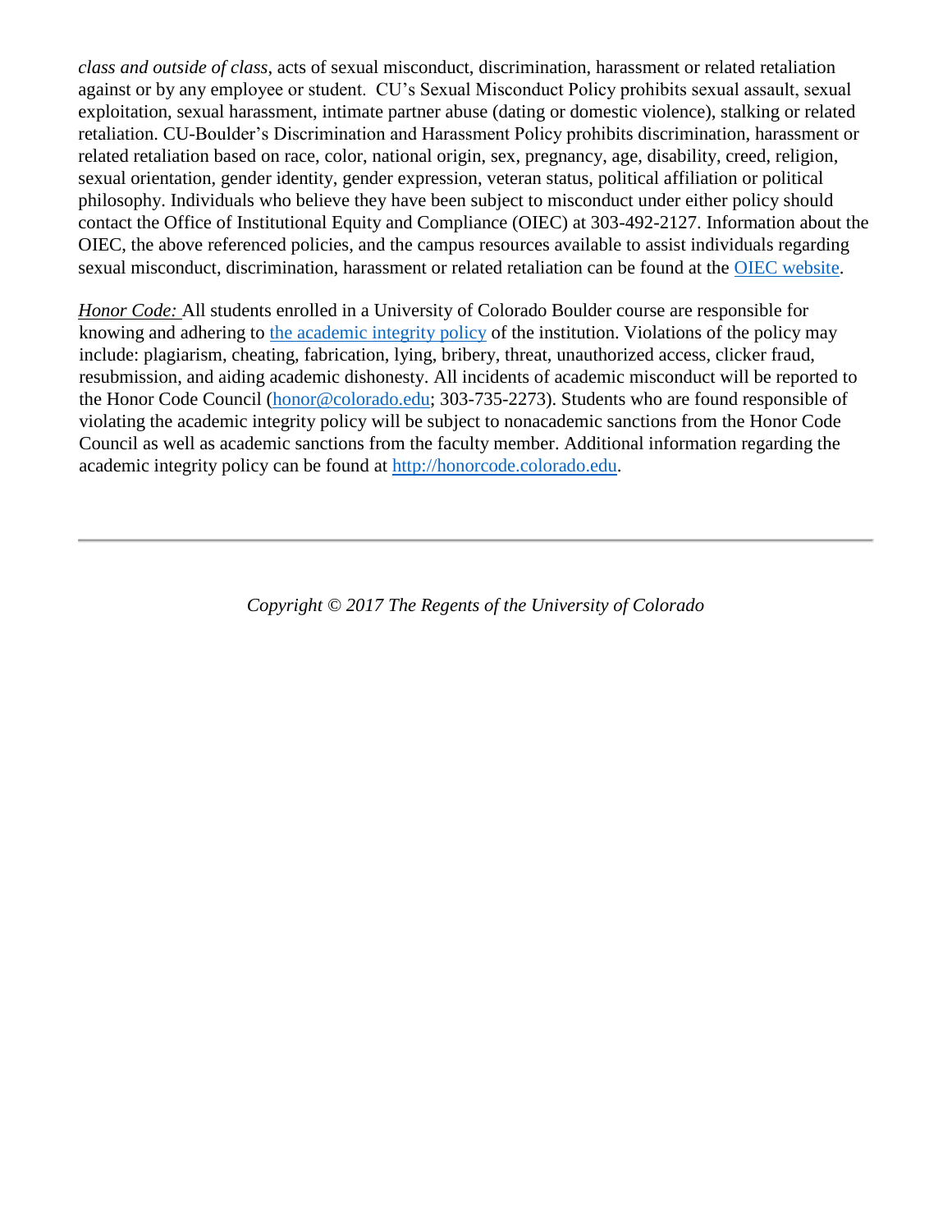*class and outside of class*, acts of sexual misconduct, discrimination, harassment or related retaliation against or by any employee or student. CU's Sexual Misconduct Policy prohibits sexual assault, sexual exploitation, sexual harassment, intimate partner abuse (dating or domestic violence), stalking or related retaliation. CU-Boulder's Discrimination and Harassment Policy prohibits discrimination, harassment or related retaliation based on race, color, national origin, sex, pregnancy, age, disability, creed, religion, sexual orientation, gender identity, gender expression, veteran status, political affiliation or political philosophy. Individuals who believe they have been subject to misconduct under either policy should contact the Office of Institutional Equity and Compliance (OIEC) at 303-492-2127. Information about the OIEC, the above referenced policies, and the campus resources available to assist individuals regarding sexual misconduct, discrimination, harassment or related retaliation can be found at the OIEC website.

*Honor Code:* All students enrolled in a University of Colorado Boulder course are responsible for knowing and adhering to the academic integrity policy of the institution. Violations of the policy may include: plagiarism, cheating, fabrication, lying, bribery, threat, unauthorized access, clicker fraud, resubmission, and aiding academic dishonesty. All incidents of academic misconduct will be reported to the Honor Code Council (honor@colorado.edu; 303-735-2273). Students who are found responsible of violating the academic integrity policy will be subject to nonacademic sanctions from the Honor Code Council as well as academic sanctions from the faculty member. Additional information regarding the academic integrity policy can be found at http://honorcode.colorado.edu.

---

*Copyright © 2017 The Regents of the University of Colorado*